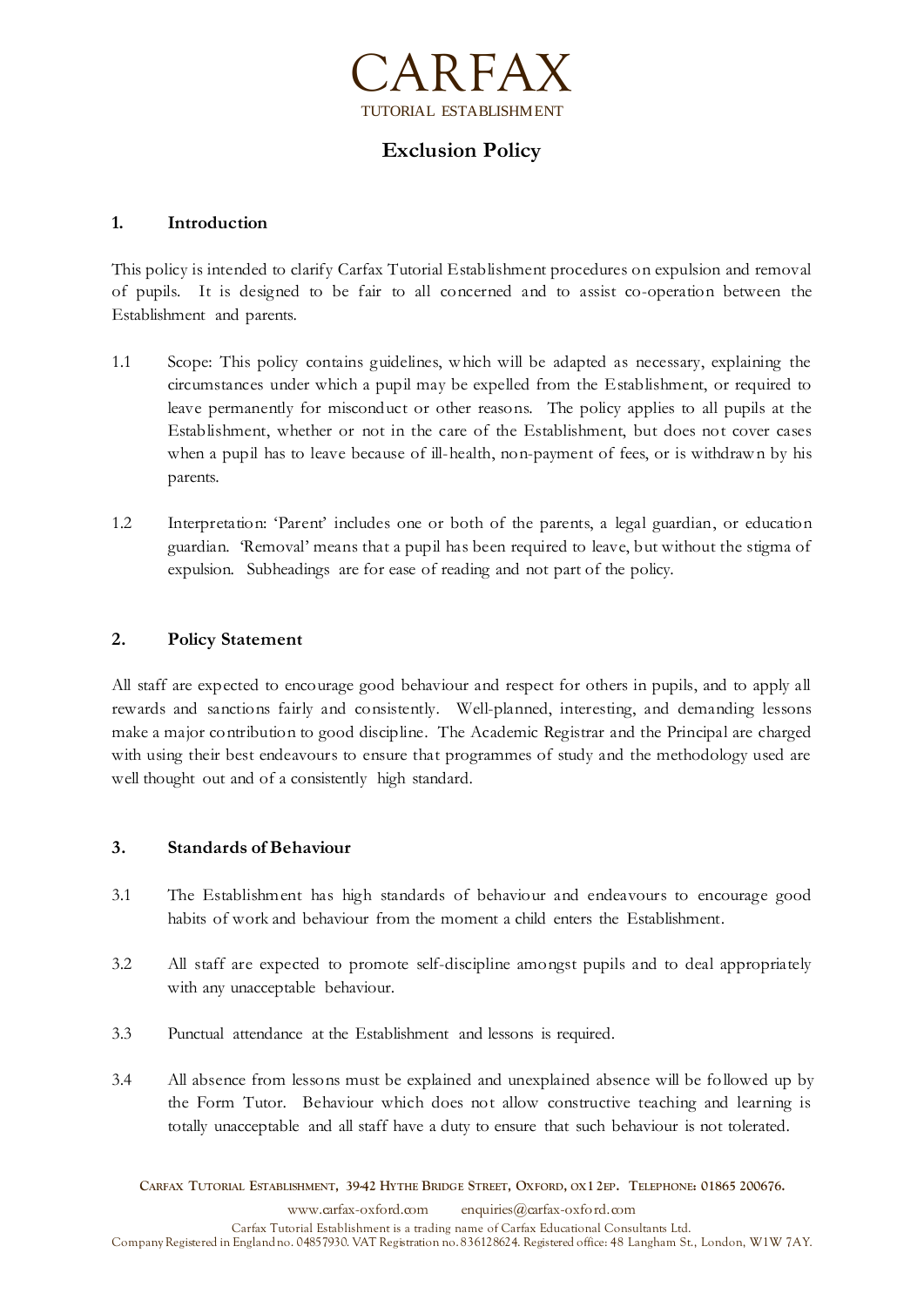# CARFAX

TUTORIAL ESTABLISHMENT

## Exclusion Policy

### 1. Introduction

This policy is intended to clarify Carfax Tutorial Establishment procedures on expulsion and removal of pupils. It is designed to be fair to all concerned and to assist co-operation between the Establishment and parents.

1.1 Scope: This policy contains guidelines, which will be adapted as necessary, explaining the circumstances under which a pupil may be expelled from the Establishment, or required to leave permanently for misconduct or other reasons. The policy applies to all pupils at the Establishment, whether or not in the care of the Establishment, but does not cover cases when a pupil has to leave because of ill-health, non-payment of fees, or is withdrawn by his parents.

1.2 Interpretation: 'Parent' includes one or both of the parents, a legal guardian, or education guardian. 'Removal' means that a pupil has been required to leave, but without the stigma of expulsion. Subheadings are for ease of reading and not part of the policy.

### 2. Policy Statement

All staff are expected to encourage good behaviour and respect for others in pupils, and to apply all rewards and sanctions fairly and consistently. Well-planned, interesting, and demanding lessons make a major contribution to good discipline. The Academic Registrar and the Principal are charged with using their best endeavours to ensure that programmes of study and the methodology used are well thought out and of a consistently high standard.

### 3. Standards of Behaviour

3.1 The Establishment has high standards of behaviour and endeavours to encourage good habits of work and behaviour from the moment a child enters the Establishment.

3.2 All staff are expected to promote self-discipline amongst pupils and to deal appropriately with any unacceptable behaviour.

3.3 Punctual attendance at the Establishment and lessons is required.

3.4 All absence from lessons must be explained and unexplained absence will be followed up by the Form Tutor. Behaviour which does not allow constructive teaching and learning is totally unacceptable and all staff have a duty to ensure that such behaviour is not tolerated.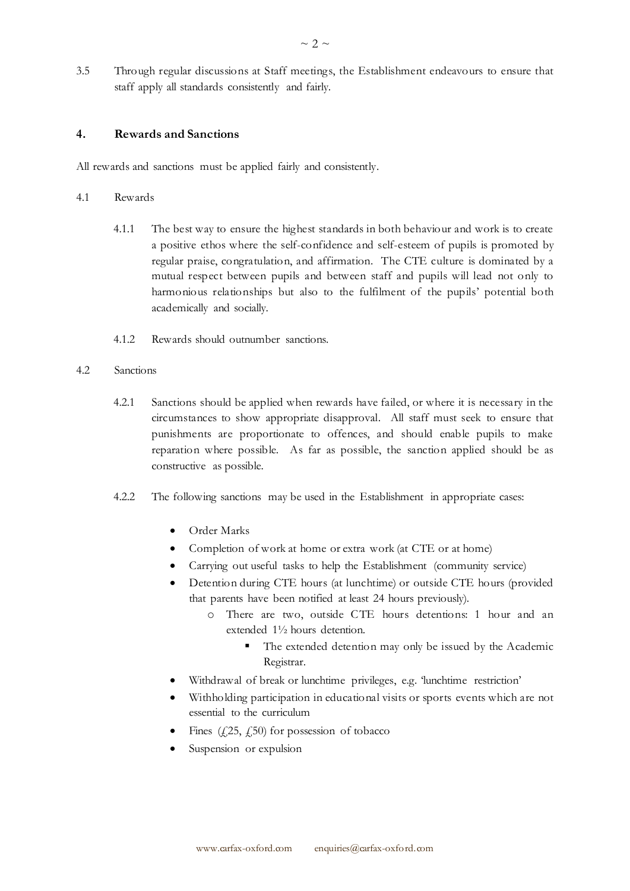3.5 Through regular discussions at Staff meetings, the Establishment endeavours to ensure that staff apply all standards consistently and fairly.

## 4. Rewards and Sanctions

All rewards and sanctions must be applied fairly and consistently.

4.1 Rewards

4.1.1 The best way to ensure the highest standards in both behaviour and work is to create a positive ethos where the self-confidence and self-esteem of pupils is promoted by regular praise, congratulation, and affirmation. The CTE culture is dominated by a mutual respect between pupils and between staff and pupils will lead not only to harmonious relationships but also to the fulfilment of the pupils' potential both academically and socially.

4.1.2 Rewards should outnumber sanctions.

4.2 Sanctions

4.2.1 Sanctions should be applied when rewards have failed, or where it is necessary in the circumstances to show appropriate disapproval. All staff must seek to ensure that punishments are proportionate to offences, and should enable pupils to make reparation where possible. As far as possible, the sanction applied should be as constructive as possible.

4.2.2 The following sanctions may be used in the Establishment in appropriate cases:

- Order Marks
- Completion of work at home or extra work (at CTE or at home)
- Carrying out useful tasks to help the Establishment (community service)
- Detention during CTE hours (at lunchtime) or outside CTE hours (provided that parents have been notified at least 24 hours previously).
  - There are two, outside CTE hours detentions: 1 hour and an extended 1½ hours detention.
    - The extended detention may only be issued by the Academic Registrar.
- Withdrawal of break or lunchtime privileges, e.g. 'lunchtime restriction'
- Withholding participation in educational visits or sports events which are not essential to the curriculum
- Fines (£25, £50) for possession of tobacco
- Suspension or expulsion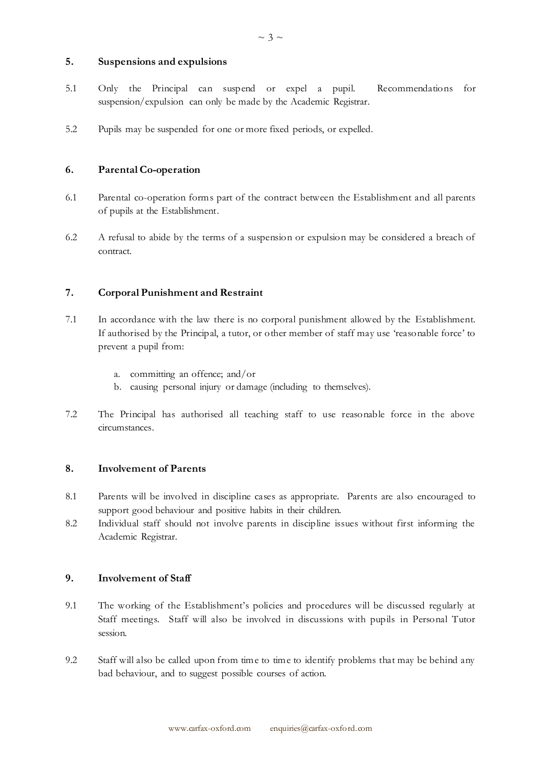## 5. Suspensions and expulsions

5.1 Only the Principal can suspend or expel a pupil. Recommendations for suspension/expulsion can only be made by the Academic Registrar.

5.2 Pupils may be suspended for one or more fixed periods, or expelled.

## 6. Parental Co-operation

6.1 Parental co-operation forms part of the contract between the Establishment and all parents of pupils at the Establishment.

6.2 A refusal to abide by the terms of a suspension or expulsion may be considered a breach of contract.

## 7. Corporal Punishment and Restraint

7.1 In accordance with the law there is no corporal punishment allowed by the Establishment. If authorised by the Principal, a tutor, or other member of staff may use 'reasonable force' to prevent a pupil from:

a. committing an offence; and/or
b. causing personal injury or damage (including to themselves).

7.2 The Principal has authorised all teaching staff to use reasonable force in the above circumstances.

## 8. Involvement of Parents

8.1 Parents will be involved in discipline cases as appropriate. Parents are also encouraged to support good behaviour and positive habits in their children.

8.2 Individual staff should not involve parents in discipline issues without first informing the Academic Registrar.

## 9. Involvement of Staff

9.1 The working of the Establishment's policies and procedures will be discussed regularly at Staff meetings. Staff will also be involved in discussions with pupils in Personal Tutor session.

9.2 Staff will also be called upon from time to time to identify problems that may be behind any bad behaviour, and to suggest possible courses of action.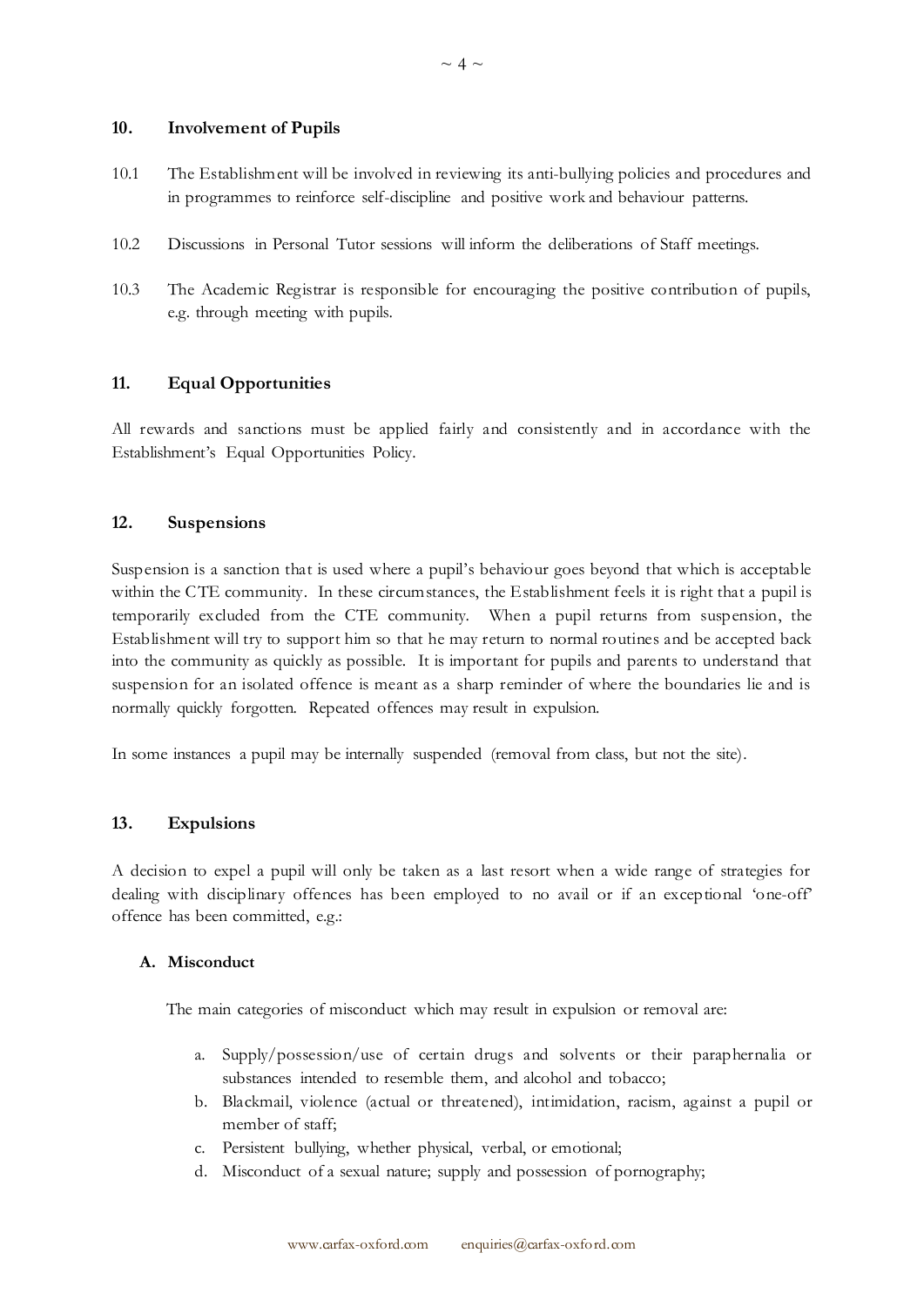## 10. Involvement of Pupils

10.1 The Establishment will be involved in reviewing its anti-bullying policies and procedures and in programmes to reinforce self-discipline and positive work and behaviour patterns.

10.2 Discussions in Personal Tutor sessions will inform the deliberations of Staff meetings.

10.3 The Academic Registrar is responsible for encouraging the positive contribution of pupils, e.g. through meeting with pupils.

## 11. Equal Opportunities

All rewards and sanctions must be applied fairly and consistently and in accordance with the Establishment's Equal Opportunities Policy.

## 12. Suspensions

Suspension is a sanction that is used where a pupil's behaviour goes beyond that which is acceptable within the CTE community. In these circumstances, the Establishment feels it is right that a pupil is temporarily excluded from the CTE community. When a pupil returns from suspension, the Establishment will try to support him so that he may return to normal routines and be accepted back into the community as quickly as possible. It is important for pupils and parents to understand that suspension for an isolated offence is meant as a sharp reminder of where the boundaries lie and is normally quickly forgotten. Repeated offences may result in expulsion.

In some instances a pupil may be internally suspended (removal from class, but not the site).

## 13. Expulsions

A decision to expel a pupil will only be taken as a last resort when a wide range of strategies for dealing with disciplinary offences has been employed to no avail or if an exceptional 'one-off' offence has been committed, e.g.:

### A. Misconduct

The main categories of misconduct which may result in expulsion or removal are:

a. Supply/possession/use of certain drugs and solvents or their paraphernalia or substances intended to resemble them, and alcohol and tobacco;
b. Blackmail, violence (actual or threatened), intimidation, racism, against a pupil or member of staff;
c. Persistent bullying, whether physical, verbal, or emotional;
d. Misconduct of a sexual nature; supply and possession of pornography;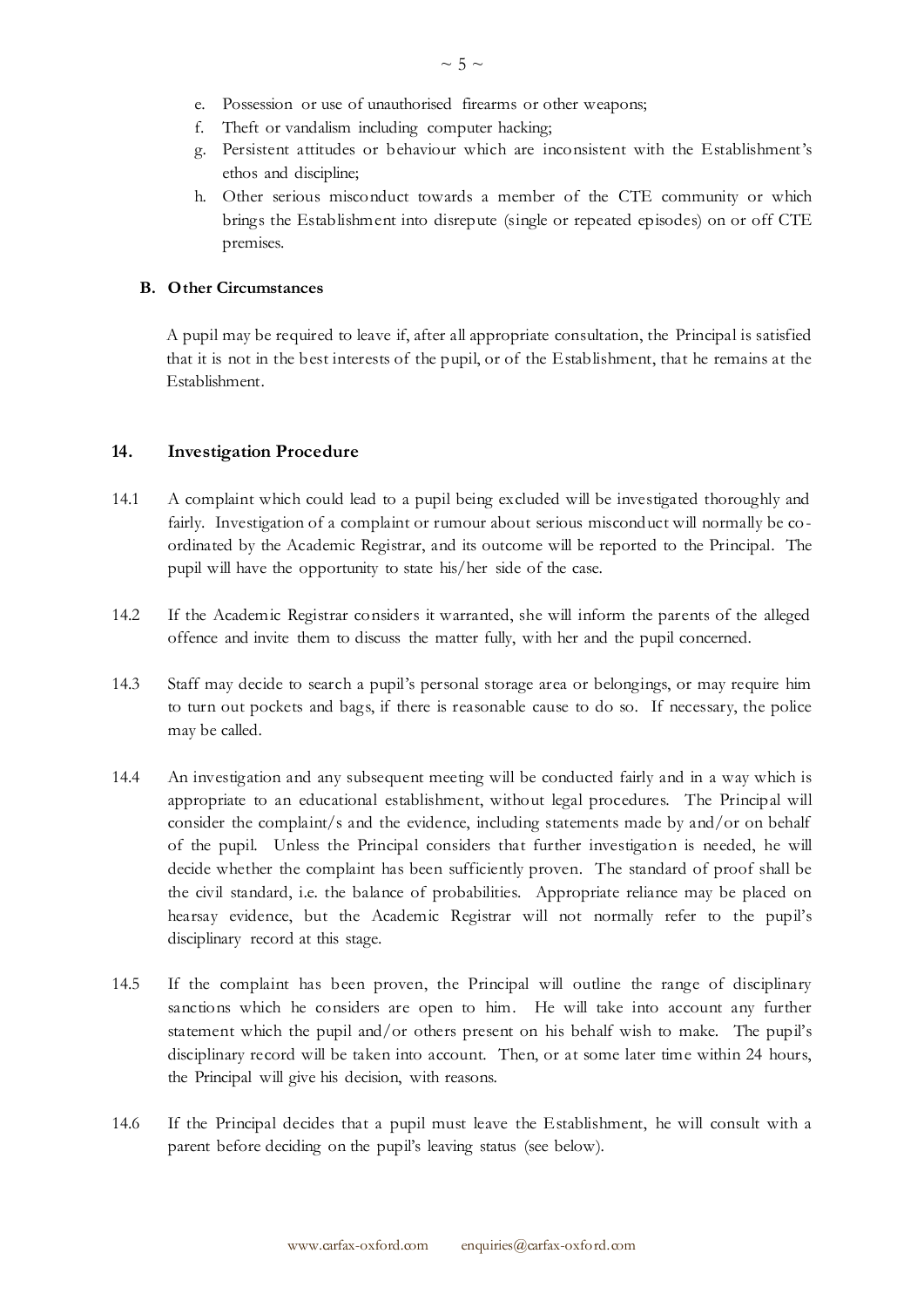e. Possession or use of unauthorised firearms or other weapons;
f. Theft or vandalism including computer hacking;
g. Persistent attitudes or behaviour which are inconsistent with the Establishment's ethos and discipline;
h. Other serious misconduct towards a member of the CTE community or which brings the Establishment into disrepute (single or repeated episodes) on or off CTE premises.

**B. Other Circumstances**

A pupil may be required to leave if, after all appropriate consultation, the Principal is satisfied that it is not in the best interests of the pupil, or of the Establishment, that he remains at the Establishment.

## 14. Investigation Procedure

14.1 A complaint which could lead to a pupil being excluded will be investigated thoroughly and fairly. Investigation of a complaint or rumour about serious misconduct will normally be co-ordinated by the Academic Registrar, and its outcome will be reported to the Principal. The pupil will have the opportunity to state his/her side of the case.

14.2 If the Academic Registrar considers it warranted, she will inform the parents of the alleged offence and invite them to discuss the matter fully, with her and the pupil concerned.

14.3 Staff may decide to search a pupil's personal storage area or belongings, or may require him to turn out pockets and bags, if there is reasonable cause to do so. If necessary, the police may be called.

14.4 An investigation and any subsequent meeting will be conducted fairly and in a way which is appropriate to an educational establishment, without legal procedures. The Principal will consider the complaint/s and the evidence, including statements made by and/or on behalf of the pupil. Unless the Principal considers that further investigation is needed, he will decide whether the complaint has been sufficiently proven. The standard of proof shall be the civil standard, i.e. the balance of probabilities. Appropriate reliance may be placed on hearsay evidence, but the Academic Registrar will not normally refer to the pupil's disciplinary record at this stage.

14.5 If the complaint has been proven, the Principal will outline the range of disciplinary sanctions which he considers are open to him. He will take into account any further statement which the pupil and/or others present on his behalf wish to make. The pupil's disciplinary record will be taken into account. Then, or at some later time within 24 hours, the Principal will give his decision, with reasons.

14.6 If the Principal decides that a pupil must leave the Establishment, he will consult with a parent before deciding on the pupil's leaving status (see below).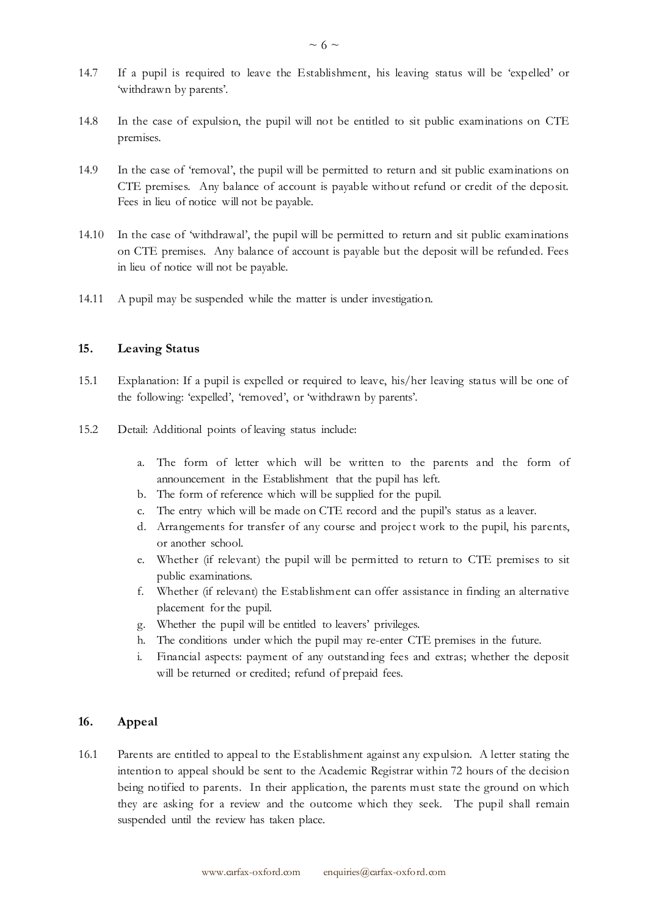14.7 If a pupil is required to leave the Establishment, his leaving status will be 'expelled' or 'withdrawn by parents'.

14.8 In the case of expulsion, the pupil will not be entitled to sit public examinations on CTE premises.

14.9 In the case of 'removal', the pupil will be permitted to return and sit public examinations on CTE premises. Any balance of account is payable without refund or credit of the deposit. Fees in lieu of notice will not be payable.

14.10 In the case of 'withdrawal', the pupil will be permitted to return and sit public examinations on CTE premises. Any balance of account is payable but the deposit will be refunded. Fees in lieu of notice will not be payable.

14.11 A pupil may be suspended while the matter is under investigation.

## 15. Leaving Status

15.1 Explanation: If a pupil is expelled or required to leave, his/her leaving status will be one of the following: 'expelled', 'removed', or 'withdrawn by parents'.

15.2 Detail: Additional points of leaving status include:

a. The form of letter which will be written to the parents and the form of announcement in the Establishment that the pupil has left.
b. The form of reference which will be supplied for the pupil.
c. The entry which will be made on CTE record and the pupil's status as a leaver.
d. Arrangements for transfer of any course and project work to the pupil, his parents, or another school.
e. Whether (if relevant) the pupil will be permitted to return to CTE premises to sit public examinations.
f. Whether (if relevant) the Establishment can offer assistance in finding an alternative placement for the pupil.
g. Whether the pupil will be entitled to leavers' privileges.
h. The conditions under which the pupil may re-enter CTE premises in the future.
i. Financial aspects: payment of any outstanding fees and extras; whether the deposit will be returned or credited; refund of prepaid fees.

## 16. Appeal

16.1 Parents are entitled to appeal to the Establishment against any expulsion. A letter stating the intention to appeal should be sent to the Academic Registrar within 72 hours of the decision being notified to parents. In their application, the parents must state the ground on which they are asking for a review and the outcome which they seek. The pupil shall remain suspended until the review has taken place.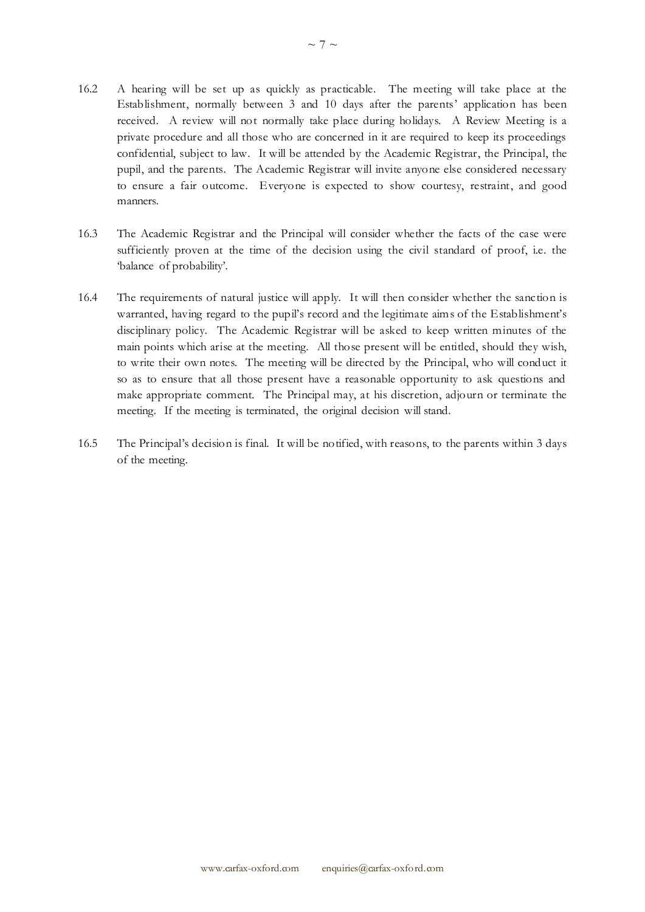16.2 A hearing will be set up as quickly as practicable. The meeting will take place at the Establishment, normally between 3 and 10 days after the parents' application has been received. A review will not normally take place during holidays. A Review Meeting is a private procedure and all those who are concerned in it are required to keep its proceedings confidential, subject to law. It will be attended by the Academic Registrar, the Principal, the pupil, and the parents. The Academic Registrar will invite anyone else considered necessary to ensure a fair outcome. Everyone is expected to show courtesy, restraint, and good manners.

16.3 The Academic Registrar and the Principal will consider whether the facts of the case were sufficiently proven at the time of the decision using the civil standard of proof, i.e. the 'balance of probability'.

16.4 The requirements of natural justice will apply. It will then consider whether the sanction is warranted, having regard to the pupil's record and the legitimate aims of the Establishment's disciplinary policy. The Academic Registrar will be asked to keep written minutes of the main points which arise at the meeting. All those present will be entitled, should they wish, to write their own notes. The meeting will be directed by the Principal, who will conduct it so as to ensure that all those present have a reasonable opportunity to ask questions and make appropriate comment. The Principal may, at his discretion, adjourn or terminate the meeting. If the meeting is terminated, the original decision will stand.

16.5 The Principal's decision is final. It will be notified, with reasons, to the parents within 3 days of the meeting.